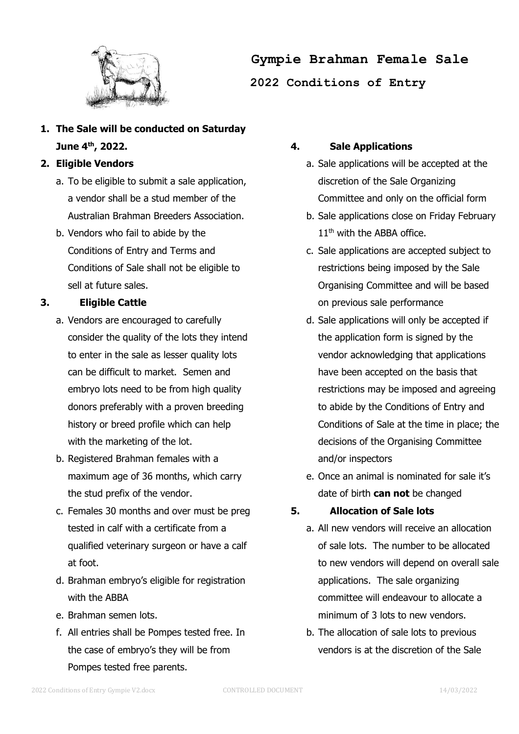# Gympie Brahman Female Sale

## 2022 Conditions of Entry

1. **The Sale will be conducted on Saturday June 4th, 2022.**
2. **Eligible Vendors**
   a. To be eligible to submit a sale application, a vendor shall be a stud member of the Australian Brahman Breeders Association.
   b. Vendors who fail to abide by the Conditions of Entry and Terms and Conditions of Sale shall not be eligible to sell at future sales.
3. **Eligible Cattle**
   a. Vendors are encouraged to carefully consider the quality of the lots they intend to enter in the sale as lesser quality lots can be difficult to market. Semen and embryo lots need to be from high quality donors preferably with a proven breeding history or breed profile which can help with the marketing of the lot.
   b. Registered Brahman females with a maximum age of 36 months, which carry the stud prefix of the vendor.
   c. Females 30 months and over must be preg tested in calf with a certificate from a qualified veterinary surgeon or have a calf at foot.
   d. Brahman embryo's eligible for registration with the ABBA
   e. Brahman semen lots.
   f. All entries shall be Pompes tested free. In the case of embryo's they will be from Pompes tested free parents.
4. **Sale Applications**
   a. Sale applications will be accepted at the discretion of the Sale Organizing Committee and only on the official form
   b. Sale applications close on Friday February 11th with the ABBA office.
   c. Sale applications are accepted subject to restrictions being imposed by the Sale Organising Committee and will be based on previous sale performance
   d. Sale applications will only be accepted if the application form is signed by the vendor acknowledging that applications have been accepted on the basis that restrictions may be imposed and agreeing to abide by the Conditions of Entry and Conditions of Sale at the time in place; the decisions of the Organising Committee and/or inspectors
   e. Once an animal is nominated for sale it's date of birth **can not** be changed
5. **Allocation of Sale lots**
   a. All new vendors will receive an allocation of sale lots. The number to be allocated to new vendors will depend on overall sale applications. The sale organizing committee will endeavour to allocate a minimum of 3 lots to new vendors.
   b. The allocation of sale lots to previous vendors is at the discretion of the Sale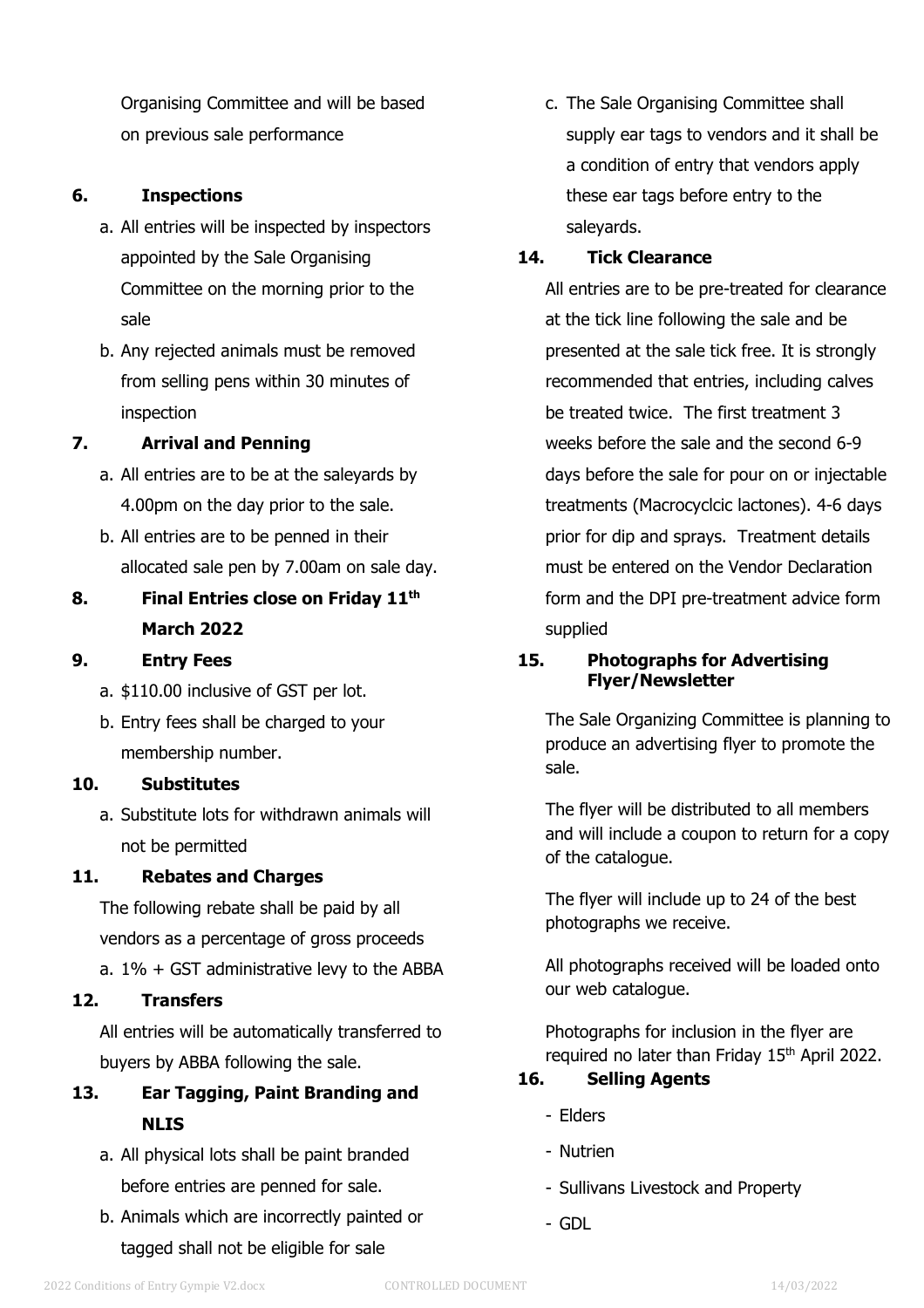Organising Committee and will be based on previous sale performance

6. **Inspections**

   a. All entries will be inspected by inspectors appointed by the Sale Organising Committee on the morning prior to the sale

   b. Any rejected animals must be removed from selling pens within 30 minutes of inspection

7. **Arrival and Penning**

   a. All entries are to be at the saleyards by 4.00pm on the day prior to the sale.

   b. All entries are to be penned in their allocated sale pen by 7.00am on sale day.

8. **Final Entries close on Friday 11th March 2022**

9. **Entry Fees**

   a. $110.00 inclusive of GST per lot.

   b. Entry fees shall be charged to your membership number.

10. **Substitutes**

    a. Substitute lots for withdrawn animals will not be permitted

11. **Rebates and Charges**

    The following rebate shall be paid by all vendors as a percentage of gross proceeds

    a. 1% + GST administrative levy to the ABBA

12. **Transfers**

    All entries will be automatically transferred to buyers by ABBA following the sale.

13. **Ear Tagging, Paint Branding and NLIS**

    a. All physical lots shall be paint branded before entries are penned for sale.

    b. Animals which are incorrectly painted or tagged shall not be eligible for sale

    c. The Sale Organising Committee shall supply ear tags to vendors and it shall be a condition of entry that vendors apply these ear tags before entry to the saleyards.

14. **Tick Clearance**

    All entries are to be pre-treated for clearance at the tick line following the sale and be presented at the sale tick free. It is strongly recommended that entries, including calves be treated twice. The first treatment 3 weeks before the sale and the second 6-9 days before the sale for pour on or injectable treatments (Macrocyclcic lactones). 4-6 days prior for dip and sprays. Treatment details must be entered on the Vendor Declaration form and the DPI pre-treatment advice form supplied

15. **Photographs for Advertising Flyer/Newsletter**

    The Sale Organizing Committee is planning to produce an advertising flyer to promote the sale.

    The flyer will be distributed to all members and will include a coupon to return for a copy of the catalogue.

    The flyer will include up to 24 of the best photographs we receive.

    All photographs received will be loaded onto our web catalogue.

    Photographs for inclusion in the flyer are required no later than Friday 15th April 2022.

16. **Selling Agents**

    - Elders
    - Nutrien
    - Sullivans Livestock and Property
    - GDL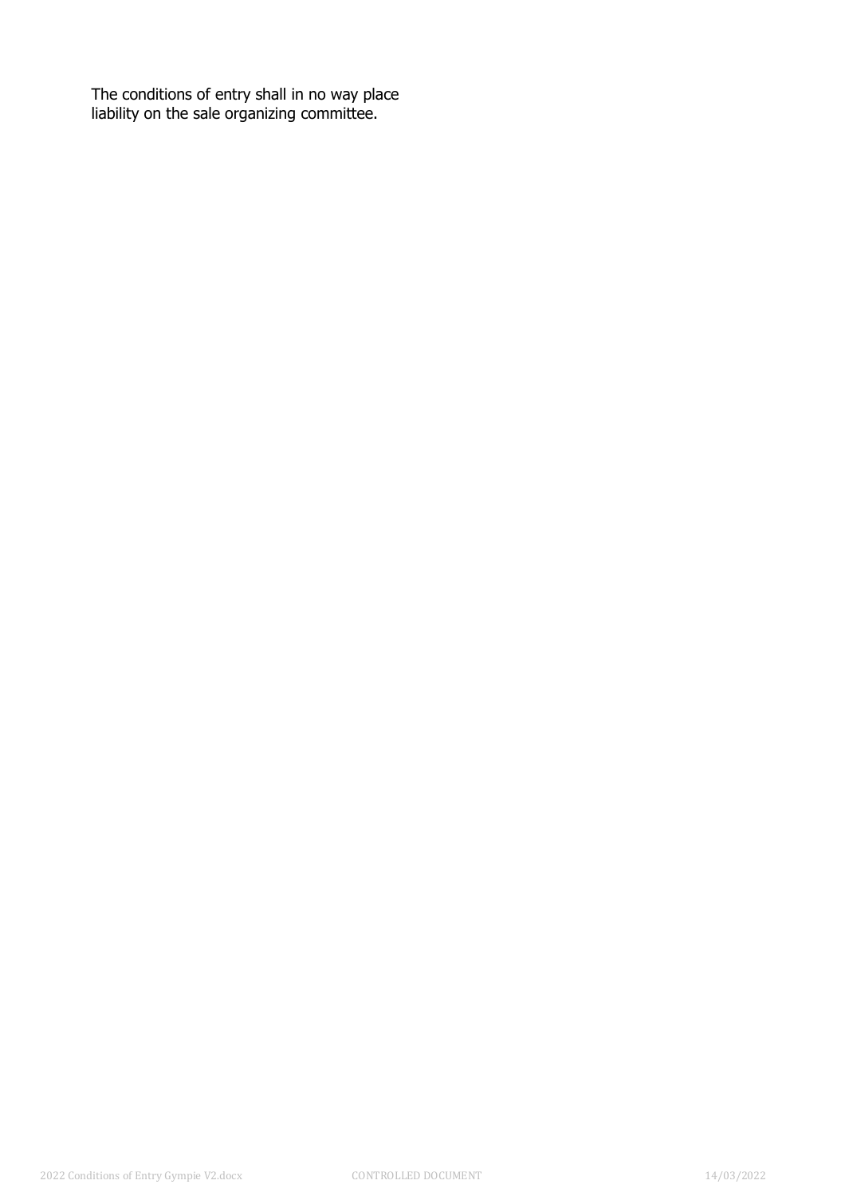The conditions of entry shall in no way place liability on the sale organizing committee.